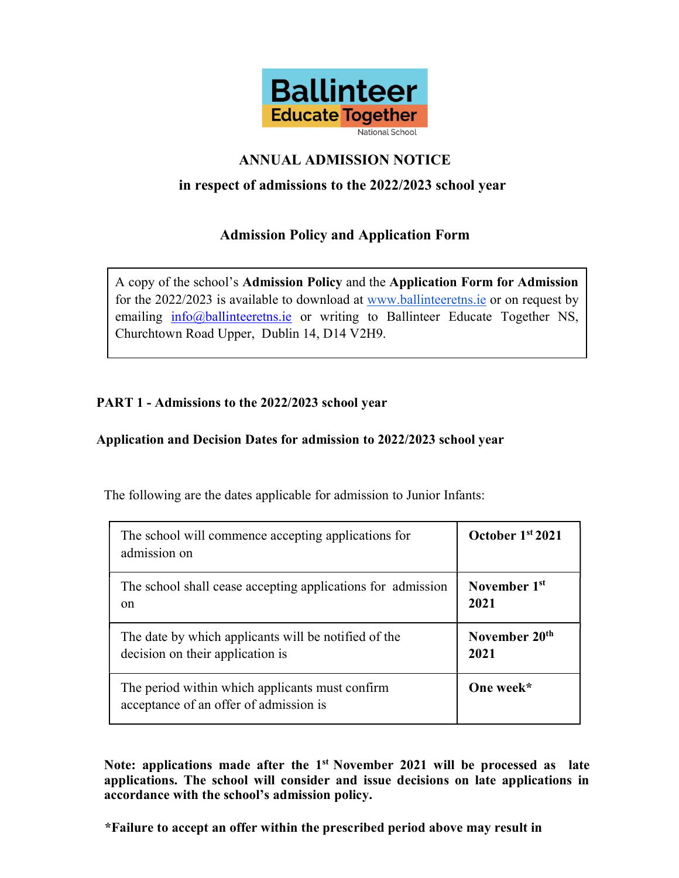Ballinteer Educate Together National School

# ANNUAL ADMISSION NOTICE

## in respect of admissions to the 2022/2023 school year

## Admission Policy and Application Form

A copy of the school's **Admission Policy** and the **Application Form for Admission** for the 2022/2023 is available to download at [www.ballinteeretns.ie](http://www.ballinteeretns.ie) or on request by emailing [info@ballinteeretns.ie](mailto:info@ballinteeretns.ie) or writing to Ballinteer Educate Together NS, Churchtown Road Upper, Dublin 14, D14 V2H9.

### PART 1 - Admissions to the 2022/2023 school year

### Application and Decision Dates for admission to 2022/2023 school year

The following are the dates applicable for admission to Junior Infants:

| | |
|---|---|
| The school will commence accepting applications for admission on | **October 1st 2021** |
| The school shall cease accepting applications for admission on | **November 1st 2021** |
| The date by which applicants will be notified of the decision on their application is | **November 20th 2021** |
| The period within which applicants must confirm acceptance of an offer of admission is | **One week*** |

**Note: applications made after the 1st November 2021 will be processed as late applications. The school will consider and issue decisions on late applications in accordance with the school's admission policy.**

***Failure to accept an offer within the prescribed period above may result in**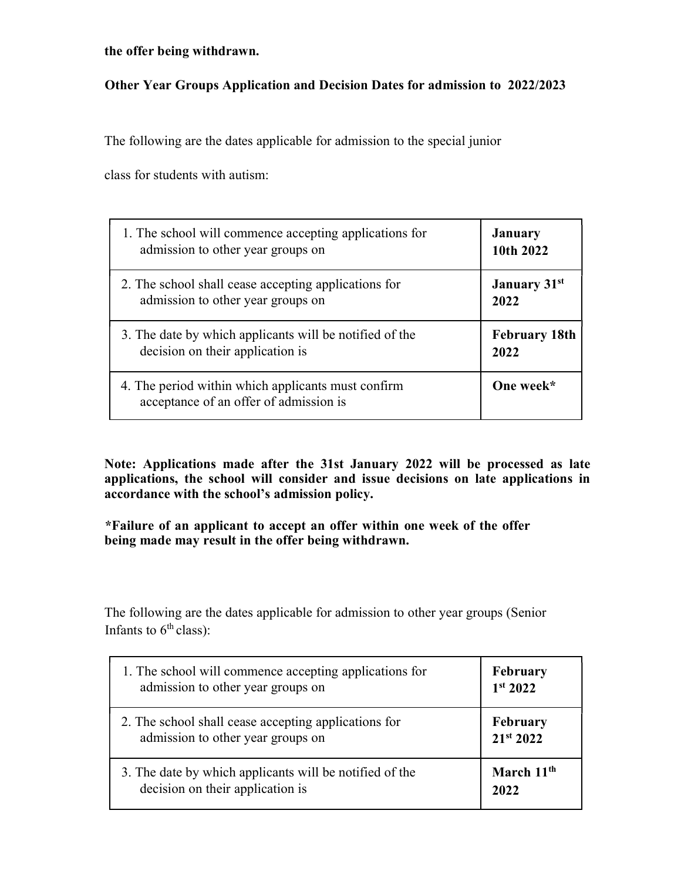**the offer being withdrawn.**

**Other Year Groups Application and Decision Dates for admission to 2022/2023**

The following are the dates applicable for admission to the special junior class for students with autism:

| | |
|---|---|
| 1. The school will commence accepting applications for admission to other year groups on | **January 10th 2022** |
| 2. The school shall cease accepting applications for admission to other year groups on | **January 31st 2022** |
| 3. The date by which applicants will be notified of the decision on their application is | **February 18th 2022** |
| 4. The period within which applicants must confirm acceptance of an offer of admission is | **One week*** |

**Note: Applications made after the 31st January 2022 will be processed as late applications, the school will consider and issue decisions on late applications in accordance with the school's admission policy.**

***Failure of an applicant to accept an offer within one week of the offer being made may result in the offer being withdrawn.**

The following are the dates applicable for admission to other year groups (Senior Infants to 6th class):

| | |
|---|---|
| 1. The school will commence accepting applications for admission to other year groups on | **February 1st 2022** |
| 2. The school shall cease accepting applications for admission to other year groups on | **February 21st 2022** |
| 3. The date by which applicants will be notified of the decision on their application is | **March 11th 2022** |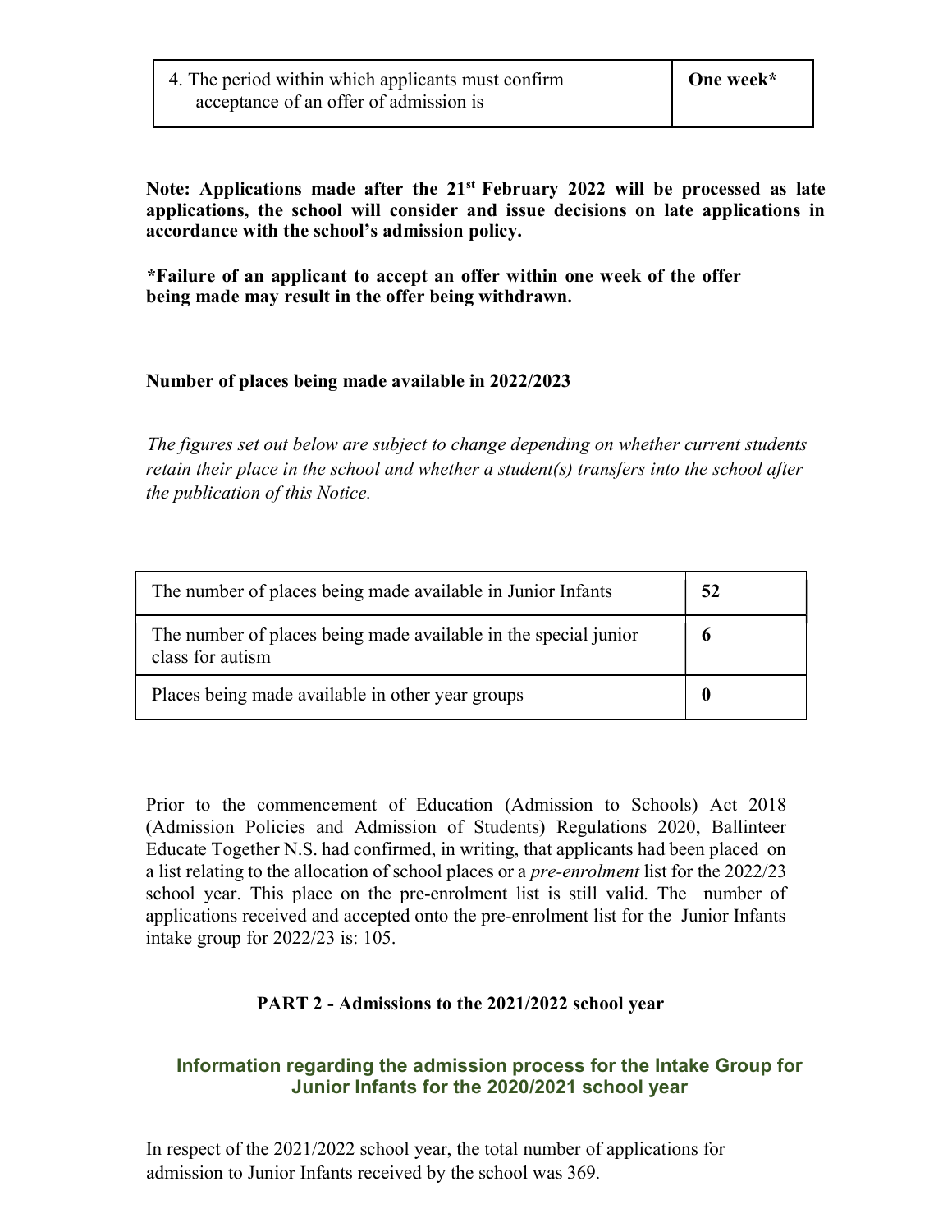| 4. The period within which applicants must confirm acceptance of an offer of admission is | **One week*** |
|---|---|

**Note: Applications made after the 21st February 2022 will be processed as late applications, the school will consider and issue decisions on late applications in accordance with the school's admission policy.**

***Failure of an applicant to accept an offer within one week of the offer being made may result in the offer being withdrawn.**

**Number of places being made available in 2022/2023**

*The figures set out below are subject to change depending on whether current students retain their place in the school and whether a student(s) transfers into the school after the publication of this Notice.*

| The number of places being made available in Junior Infants | **52** |
|---|---|
| The number of places being made available in the special junior class for autism | **6** |
| Places being made available in other year groups | **0** |

Prior to the commencement of Education (Admission to Schools) Act 2018 (Admission Policies and Admission of Students) Regulations 2020, Ballinteer Educate Together N.S. had confirmed, in writing, that applicants had been placed on a list relating to the allocation of school places or a *pre-enrolment* list for the 2022/23 school year. This place on the pre-enrolment list is still valid. The number of applications received and accepted onto the pre-enrolment list for the Junior Infants intake group for 2022/23 is: 105.

**PART 2 - Admissions to the 2021/2022 school year**

**Information regarding the admission process for the Intake Group for Junior Infants for the 2020/2021 school year**

In respect of the 2021/2022 school year, the total number of applications for admission to Junior Infants received by the school was 369.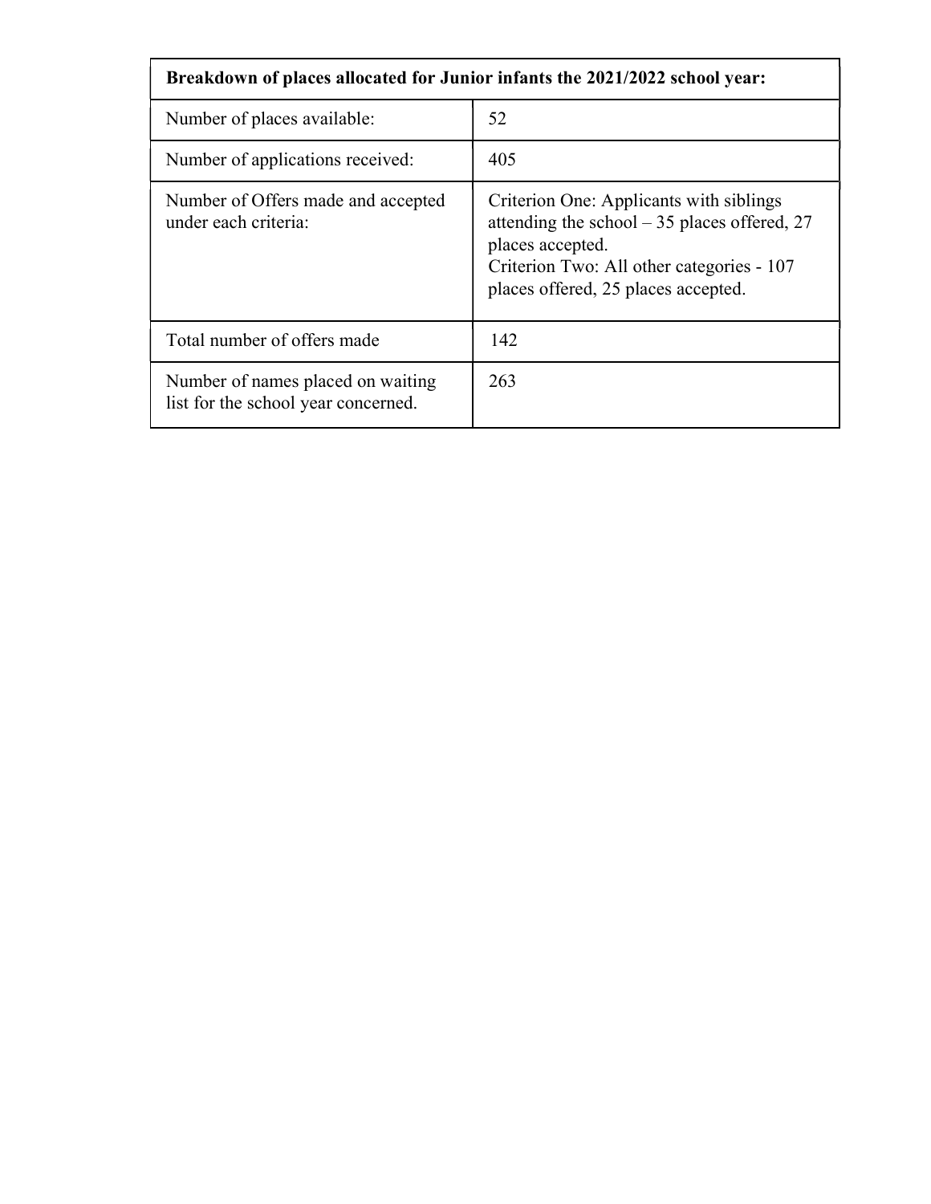| Breakdown of places allocated for Junior infants the 2021/2022 school year: | |
|---|---|
| Number of places available: | 52 |
| Number of applications received: | 405 |
| Number of Offers made and accepted under each criteria: | Criterion One: Applicants with siblings attending the school – 35 places offered, 27 places accepted.<br>Criterion Two: All other categories - 107 places offered, 25 places accepted. |
| Total number of offers made | 142 |
| Number of names placed on waiting list for the school year concerned. | 263 |